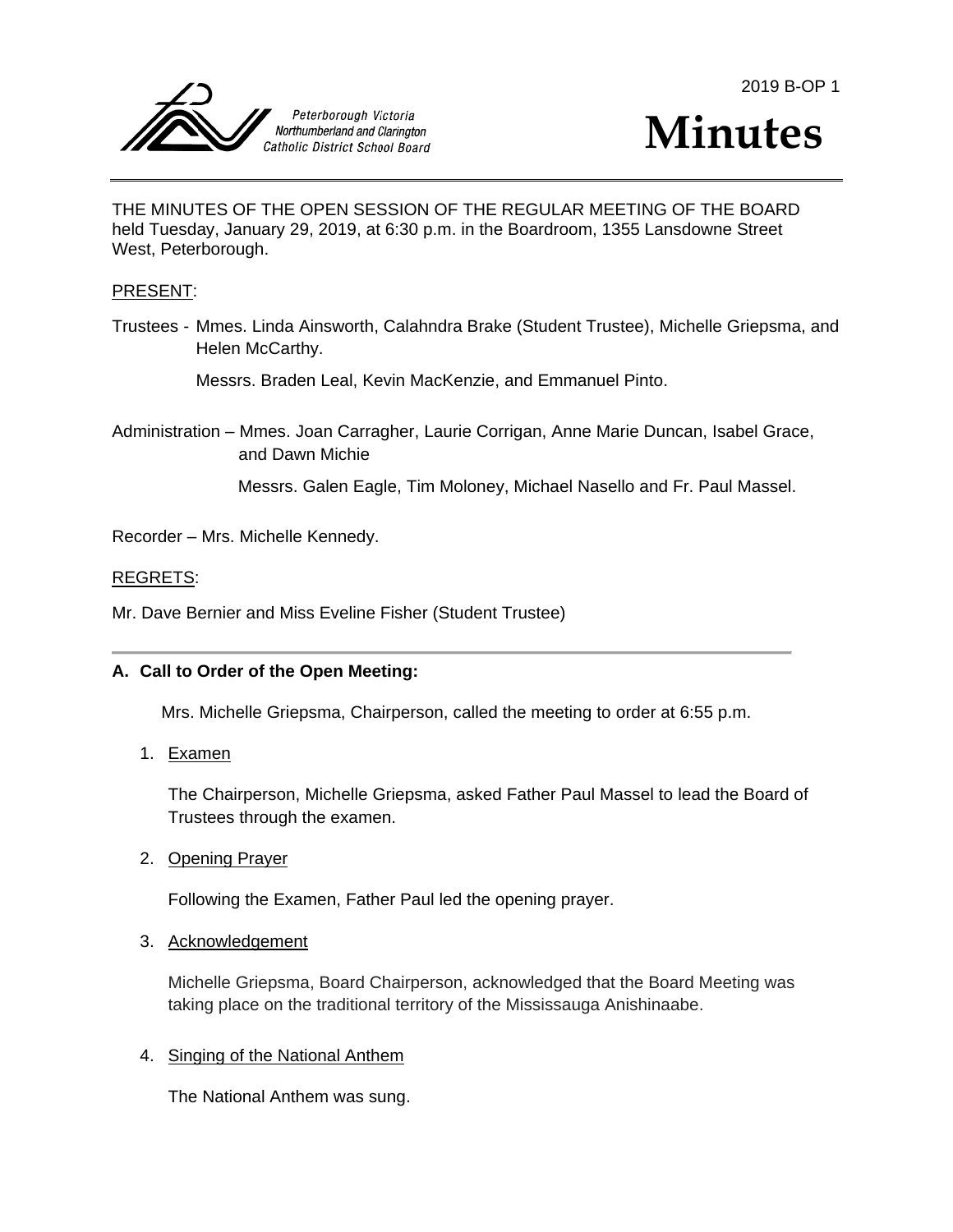2019 B-OP 1

Peterborough Victoria Northumberland and Clarington Catholic District School Board

# Minutes

THE MINUTES OF THE OPEN SESSION OF THE REGULAR MEETING OF THE BOARD held Tuesday, January 29, 2019, at 6:30 p.m. in the Boardroom, 1355 Lansdowne Street West, Peterborough.

PRESENT:

Trustees - Mmes. Linda Ainsworth, Calahndra Brake (Student Trustee), Michelle Griepsma, and Helen McCarthy.

Messrs. Braden Leal, Kevin MacKenzie, and Emmanuel Pinto.

Administration – Mmes. Joan Carragher, Laurie Corrigan, Anne Marie Duncan, Isabel Grace, and Dawn Michie

Messrs. Galen Eagle, Tim Moloney, Michael Nasello and Fr. Paul Massel.

Recorder – Mrs. Michelle Kennedy.

REGRETS:

Mr. Dave Bernier and Miss Eveline Fisher (Student Trustee)

---

**A. Call to Order of the Open Meeting:**

Mrs. Michelle Griepsma, Chairperson, called the meeting to order at 6:55 p.m.

1. Examen

   The Chairperson, Michelle Griepsma, asked Father Paul Massel to lead the Board of Trustees through the examen.

2. Opening Prayer

   Following the Examen, Father Paul led the opening prayer.

3. Acknowledgement

   Michelle Griepsma, Board Chairperson, acknowledged that the Board Meeting was taking place on the traditional territory of the Mississauga Anishinaabe.

4. Singing of the National Anthem

   The National Anthem was sung.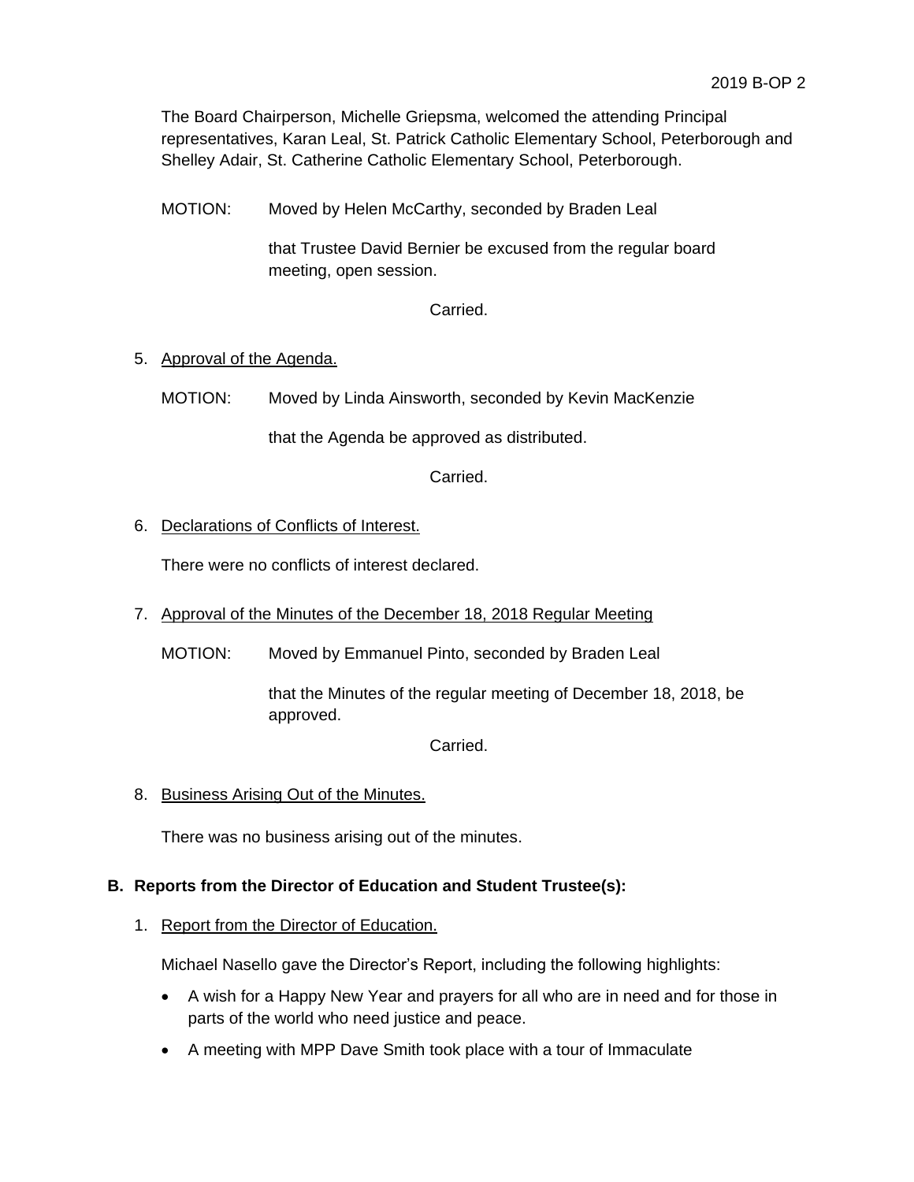The Board Chairperson, Michelle Griepsma, welcomed the attending Principal representatives, Karan Leal, St. Patrick Catholic Elementary School, Peterborough and Shelley Adair, St. Catherine Catholic Elementary School, Peterborough.

MOTION: Moved by Helen McCarthy, seconded by Braden Leal

that Trustee David Bernier be excused from the regular board meeting, open session.

Carried.

5. Approval of the Agenda.

MOTION: Moved by Linda Ainsworth, seconded by Kevin MacKenzie

that the Agenda be approved as distributed.

Carried.

6. Declarations of Conflicts of Interest.

There were no conflicts of interest declared.

7. Approval of the Minutes of the December 18, 2018 Regular Meeting

MOTION: Moved by Emmanuel Pinto, seconded by Braden Leal

that the Minutes of the regular meeting of December 18, 2018, be approved.

Carried.

8. Business Arising Out of the Minutes.

There was no business arising out of the minutes.

## B. Reports from the Director of Education and Student Trustee(s):

1. Report from the Director of Education.

Michael Nasello gave the Director's Report, including the following highlights:

- A wish for a Happy New Year and prayers for all who are in need and for those in parts of the world who need justice and peace.
- A meeting with MPP Dave Smith took place with a tour of Immaculate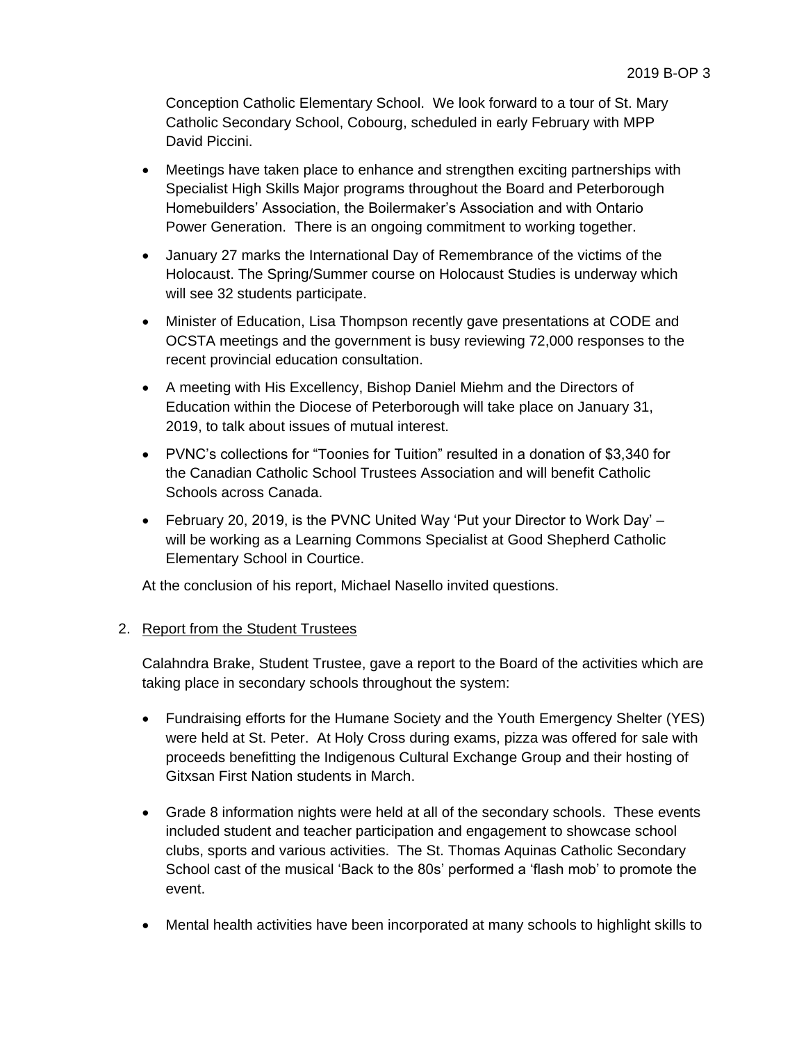Conception Catholic Elementary School. We look forward to a tour of St. Mary Catholic Secondary School, Cobourg, scheduled in early February with MPP David Piccini.

- Meetings have taken place to enhance and strengthen exciting partnerships with Specialist High Skills Major programs throughout the Board and Peterborough Homebuilders' Association, the Boilermaker's Association and with Ontario Power Generation. There is an ongoing commitment to working together.
- January 27 marks the International Day of Remembrance of the victims of the Holocaust. The Spring/Summer course on Holocaust Studies is underway which will see 32 students participate.
- Minister of Education, Lisa Thompson recently gave presentations at CODE and OCSTA meetings and the government is busy reviewing 72,000 responses to the recent provincial education consultation.
- A meeting with His Excellency, Bishop Daniel Miehm and the Directors of Education within the Diocese of Peterborough will take place on January 31, 2019, to talk about issues of mutual interest.
- PVNC's collections for "Toonies for Tuition" resulted in a donation of $3,340 for the Canadian Catholic School Trustees Association and will benefit Catholic Schools across Canada.
- February 20, 2019, is the PVNC United Way 'Put your Director to Work Day' – will be working as a Learning Commons Specialist at Good Shepherd Catholic Elementary School in Courtice.

At the conclusion of his report, Michael Nasello invited questions.

2. Report from the Student Trustees

Calahndra Brake, Student Trustee, gave a report to the Board of the activities which are taking place in secondary schools throughout the system:

- Fundraising efforts for the Humane Society and the Youth Emergency Shelter (YES) were held at St. Peter. At Holy Cross during exams, pizza was offered for sale with proceeds benefitting the Indigenous Cultural Exchange Group and their hosting of Gitxsan First Nation students in March.
- Grade 8 information nights were held at all of the secondary schools. These events included student and teacher participation and engagement to showcase school clubs, sports and various activities. The St. Thomas Aquinas Catholic Secondary School cast of the musical 'Back to the 80s' performed a 'flash mob' to promote the event.
- Mental health activities have been incorporated at many schools to highlight skills to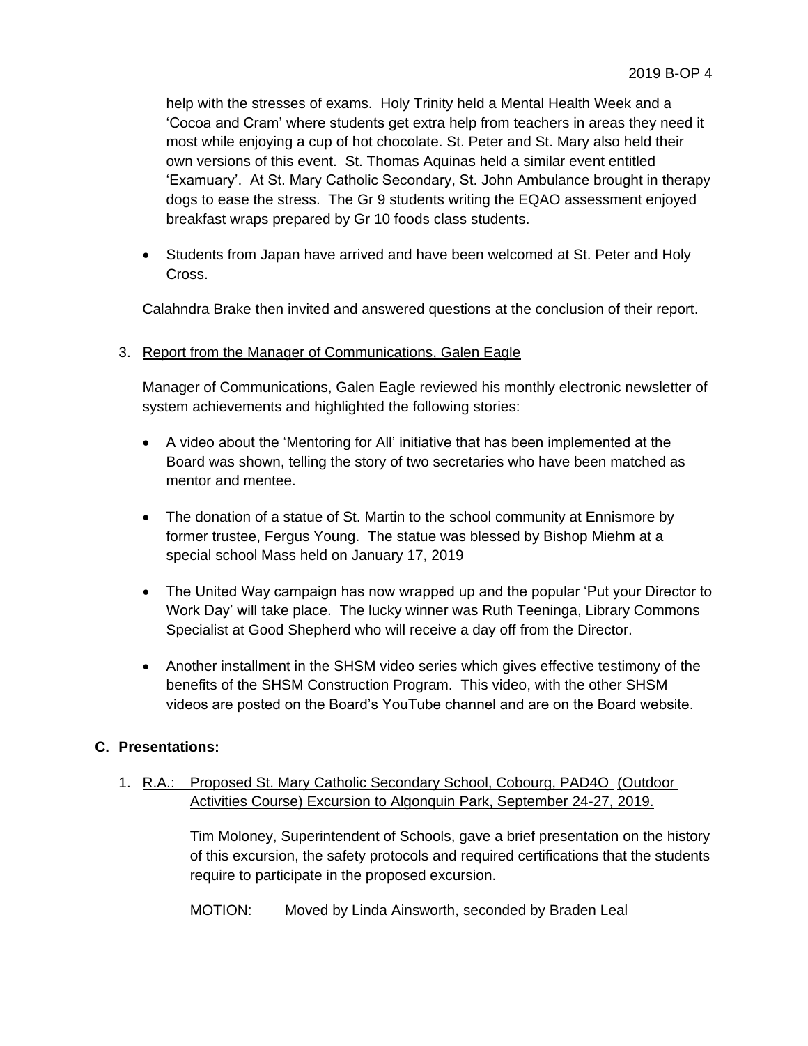help with the stresses of exams. Holy Trinity held a Mental Health Week and a 'Cocoa and Cram' where students get extra help from teachers in areas they need it most while enjoying a cup of hot chocolate. St. Peter and St. Mary also held their own versions of this event. St. Thomas Aquinas held a similar event entitled 'Examuary'. At St. Mary Catholic Secondary, St. John Ambulance brought in therapy dogs to ease the stress. The Gr 9 students writing the EQAO assessment enjoyed breakfast wraps prepared by Gr 10 foods class students.

- Students from Japan have arrived and have been welcomed at St. Peter and Holy Cross.

Calahndra Brake then invited and answered questions at the conclusion of their report.

3. Report from the Manager of Communications, Galen Eagle

   Manager of Communications, Galen Eagle reviewed his monthly electronic newsletter of system achievements and highlighted the following stories:

   - A video about the 'Mentoring for All' initiative that has been implemented at the Board was shown, telling the story of two secretaries who have been matched as mentor and mentee.
   - The donation of a statue of St. Martin to the school community at Ennismore by former trustee, Fergus Young. The statue was blessed by Bishop Miehm at a special school Mass held on January 17, 2019
   - The United Way campaign has now wrapped up and the popular 'Put your Director to Work Day' will take place. The lucky winner was Ruth Teeninga, Library Commons Specialist at Good Shepherd who will receive a day off from the Director.
   - Another installment in the SHSM video series which gives effective testimony of the benefits of the SHSM Construction Program. This video, with the other SHSM videos are posted on the Board's YouTube channel and are on the Board website.

## C. Presentations:

1. R.A.: Proposed St. Mary Catholic Secondary School, Cobourg, PAD4O (Outdoor Activities Course) Excursion to Algonquin Park, September 24-27, 2019.

   Tim Moloney, Superintendent of Schools, gave a brief presentation on the history of this excursion, the safety protocols and required certifications that the students require to participate in the proposed excursion.

   MOTION: Moved by Linda Ainsworth, seconded by Braden Leal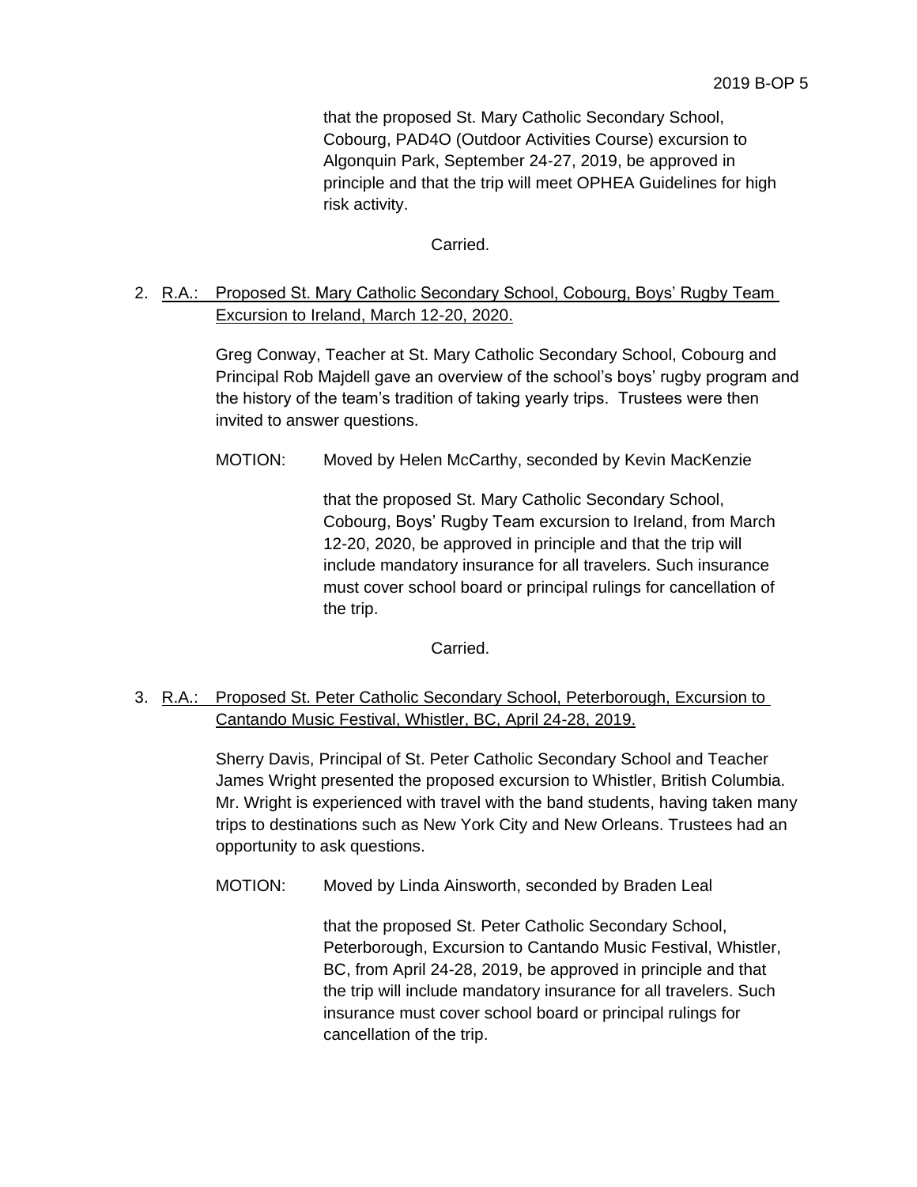that the proposed St. Mary Catholic Secondary School, Cobourg, PAD4O (Outdoor Activities Course) excursion to Algonquin Park, September 24-27, 2019, be approved in principle and that the trip will meet OPHEA Guidelines for high risk activity.

Carried.

2. R.A.: Proposed St. Mary Catholic Secondary School, Cobourg, Boys' Rugby Team Excursion to Ireland, March 12-20, 2020.

   Greg Conway, Teacher at St. Mary Catholic Secondary School, Cobourg and Principal Rob Majdell gave an overview of the school's boys' rugby program and the history of the team's tradition of taking yearly trips. Trustees were then invited to answer questions.

   MOTION: Moved by Helen McCarthy, seconded by Kevin MacKenzie

   that the proposed St. Mary Catholic Secondary School, Cobourg, Boys' Rugby Team excursion to Ireland, from March 12-20, 2020, be approved in principle and that the trip will include mandatory insurance for all travelers. Such insurance must cover school board or principal rulings for cancellation of the trip.

   Carried.

3. R.A.: Proposed St. Peter Catholic Secondary School, Peterborough, Excursion to Cantando Music Festival, Whistler, BC, April 24-28, 2019.

   Sherry Davis, Principal of St. Peter Catholic Secondary School and Teacher James Wright presented the proposed excursion to Whistler, British Columbia. Mr. Wright is experienced with travel with the band students, having taken many trips to destinations such as New York City and New Orleans. Trustees had an opportunity to ask questions.

   MOTION: Moved by Linda Ainsworth, seconded by Braden Leal

   that the proposed St. Peter Catholic Secondary School, Peterborough, Excursion to Cantando Music Festival, Whistler, BC, from April 24-28, 2019, be approved in principle and that the trip will include mandatory insurance for all travelers. Such insurance must cover school board or principal rulings for cancellation of the trip.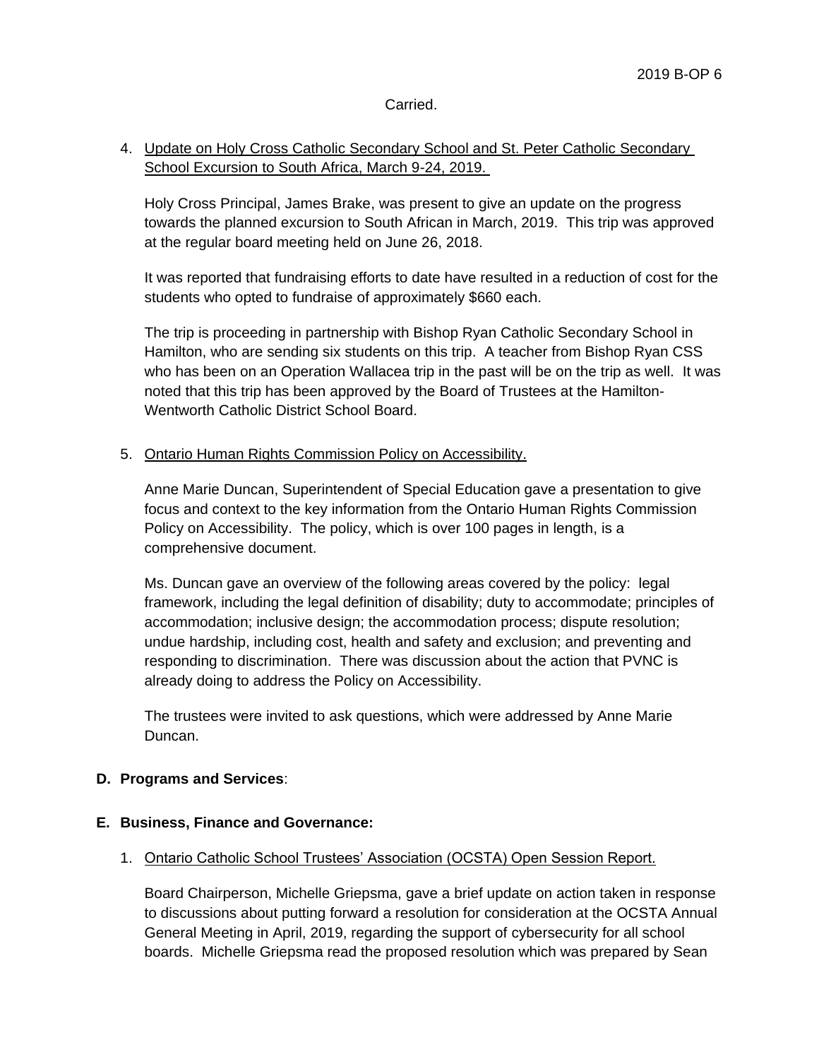Carried.

4. Update on Holy Cross Catholic Secondary School and St. Peter Catholic Secondary School Excursion to South Africa, March 9-24, 2019.

   Holy Cross Principal, James Brake, was present to give an update on the progress towards the planned excursion to South African in March, 2019. This trip was approved at the regular board meeting held on June 26, 2018.

   It was reported that fundraising efforts to date have resulted in a reduction of cost for the students who opted to fundraise of approximately $660 each.

   The trip is proceeding in partnership with Bishop Ryan Catholic Secondary School in Hamilton, who are sending six students on this trip. A teacher from Bishop Ryan CSS who has been on an Operation Wallacea trip in the past will be on the trip as well. It was noted that this trip has been approved by the Board of Trustees at the Hamilton-Wentworth Catholic District School Board.

5. Ontario Human Rights Commission Policy on Accessibility.

   Anne Marie Duncan, Superintendent of Special Education gave a presentation to give focus and context to the key information from the Ontario Human Rights Commission Policy on Accessibility. The policy, which is over 100 pages in length, is a comprehensive document.

   Ms. Duncan gave an overview of the following areas covered by the policy: legal framework, including the legal definition of disability; duty to accommodate; principles of accommodation; inclusive design; the accommodation process; dispute resolution; undue hardship, including cost, health and safety and exclusion; and preventing and responding to discrimination. There was discussion about the action that PVNC is already doing to address the Policy on Accessibility.

   The trustees were invited to ask questions, which were addressed by Anne Marie Duncan.

**D. Programs and Services**:

**E. Business, Finance and Governance:**

1. Ontario Catholic School Trustees' Association (OCSTA) Open Session Report.

   Board Chairperson, Michelle Griepsma, gave a brief update on action taken in response to discussions about putting forward a resolution for consideration at the OCSTA Annual General Meeting in April, 2019, regarding the support of cybersecurity for all school boards. Michelle Griepsma read the proposed resolution which was prepared by Sean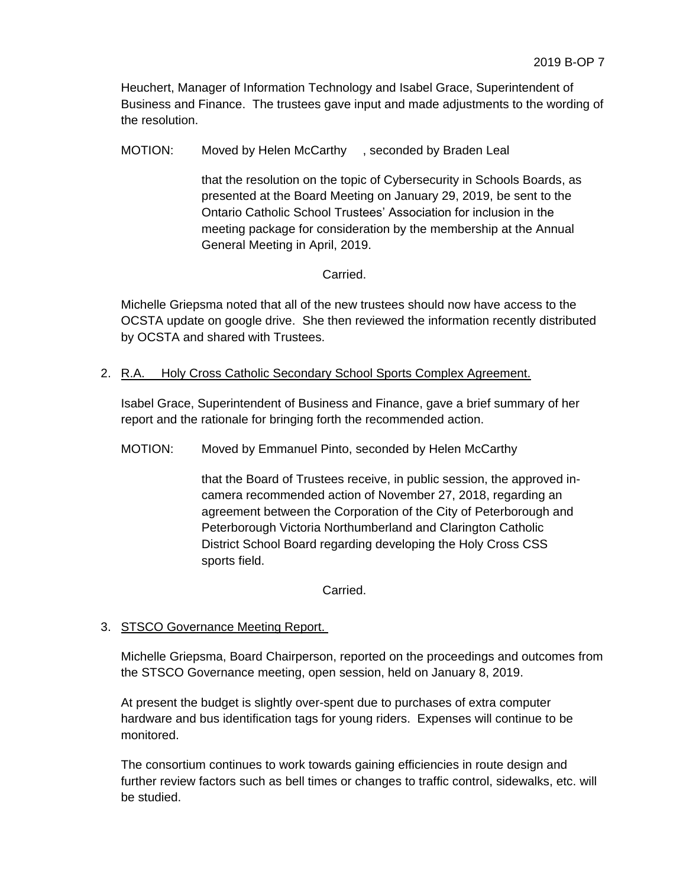Heuchert, Manager of Information Technology and Isabel Grace, Superintendent of Business and Finance. The trustees gave input and made adjustments to the wording of the resolution.

MOTION: Moved by Helen McCarthy , seconded by Braden Leal

> that the resolution on the topic of Cybersecurity in Schools Boards, as presented at the Board Meeting on January 29, 2019, be sent to the Ontario Catholic School Trustees' Association for inclusion in the meeting package for consideration by the membership at the Annual General Meeting in April, 2019.

Carried.

Michelle Griepsma noted that all of the new trustees should now have access to the OCSTA update on google drive. She then reviewed the information recently distributed by OCSTA and shared with Trustees.

2. R.A. Holy Cross Catholic Secondary School Sports Complex Agreement.

Isabel Grace, Superintendent of Business and Finance, gave a brief summary of her report and the rationale for bringing forth the recommended action.

MOTION: Moved by Emmanuel Pinto, seconded by Helen McCarthy

> that the Board of Trustees receive, in public session, the approved in-camera recommended action of November 27, 2018, regarding an agreement between the Corporation of the City of Peterborough and Peterborough Victoria Northumberland and Clarington Catholic District School Board regarding developing the Holy Cross CSS sports field.

Carried.

3. STSCO Governance Meeting Report.

Michelle Griepsma, Board Chairperson, reported on the proceedings and outcomes from the STSCO Governance meeting, open session, held on January 8, 2019.

At present the budget is slightly over-spent due to purchases of extra computer hardware and bus identification tags for young riders. Expenses will continue to be monitored.

The consortium continues to work towards gaining efficiencies in route design and further review factors such as bell times or changes to traffic control, sidewalks, etc. will be studied.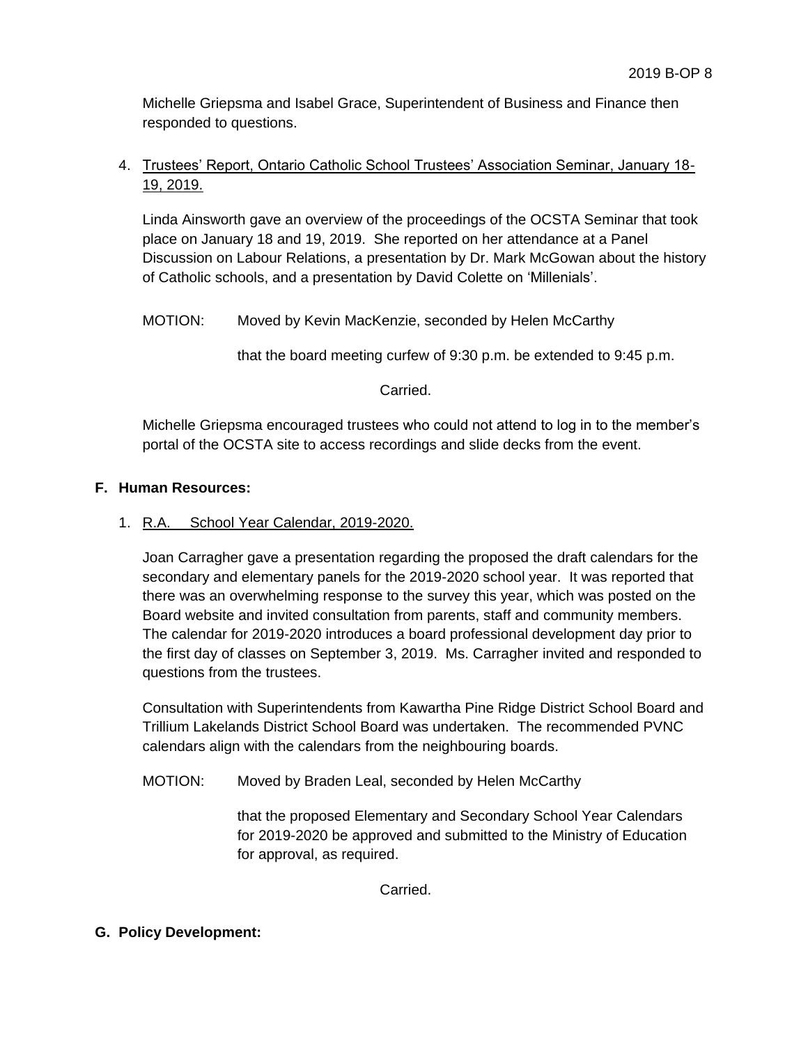Michelle Griepsma and Isabel Grace, Superintendent of Business and Finance then responded to questions.

4. Trustees' Report, Ontario Catholic School Trustees' Association Seminar, January 18-19, 2019.

   Linda Ainsworth gave an overview of the proceedings of the OCSTA Seminar that took place on January 18 and 19, 2019. She reported on her attendance at a Panel Discussion on Labour Relations, a presentation by Dr. Mark McGowan about the history of Catholic schools, and a presentation by David Colette on 'Millenials'.

   MOTION: Moved by Kevin MacKenzie, seconded by Helen McCarthy

   that the board meeting curfew of 9:30 p.m. be extended to 9:45 p.m.

   Carried.

   Michelle Griepsma encouraged trustees who could not attend to log in to the member's portal of the OCSTA site to access recordings and slide decks from the event.

**F. Human Resources:**

1. R.A. School Year Calendar, 2019-2020.

   Joan Carragher gave a presentation regarding the proposed the draft calendars for the secondary and elementary panels for the 2019-2020 school year. It was reported that there was an overwhelming response to the survey this year, which was posted on the Board website and invited consultation from parents, staff and community members. The calendar for 2019-2020 introduces a board professional development day prior to the first day of classes on September 3, 2019. Ms. Carragher invited and responded to questions from the trustees.

   Consultation with Superintendents from Kawartha Pine Ridge District School Board and Trillium Lakelands District School Board was undertaken. The recommended PVNC calendars align with the calendars from the neighbouring boards.

   MOTION: Moved by Braden Leal, seconded by Helen McCarthy

   that the proposed Elementary and Secondary School Year Calendars for 2019-2020 be approved and submitted to the Ministry of Education for approval, as required.

   Carried.

**G. Policy Development:**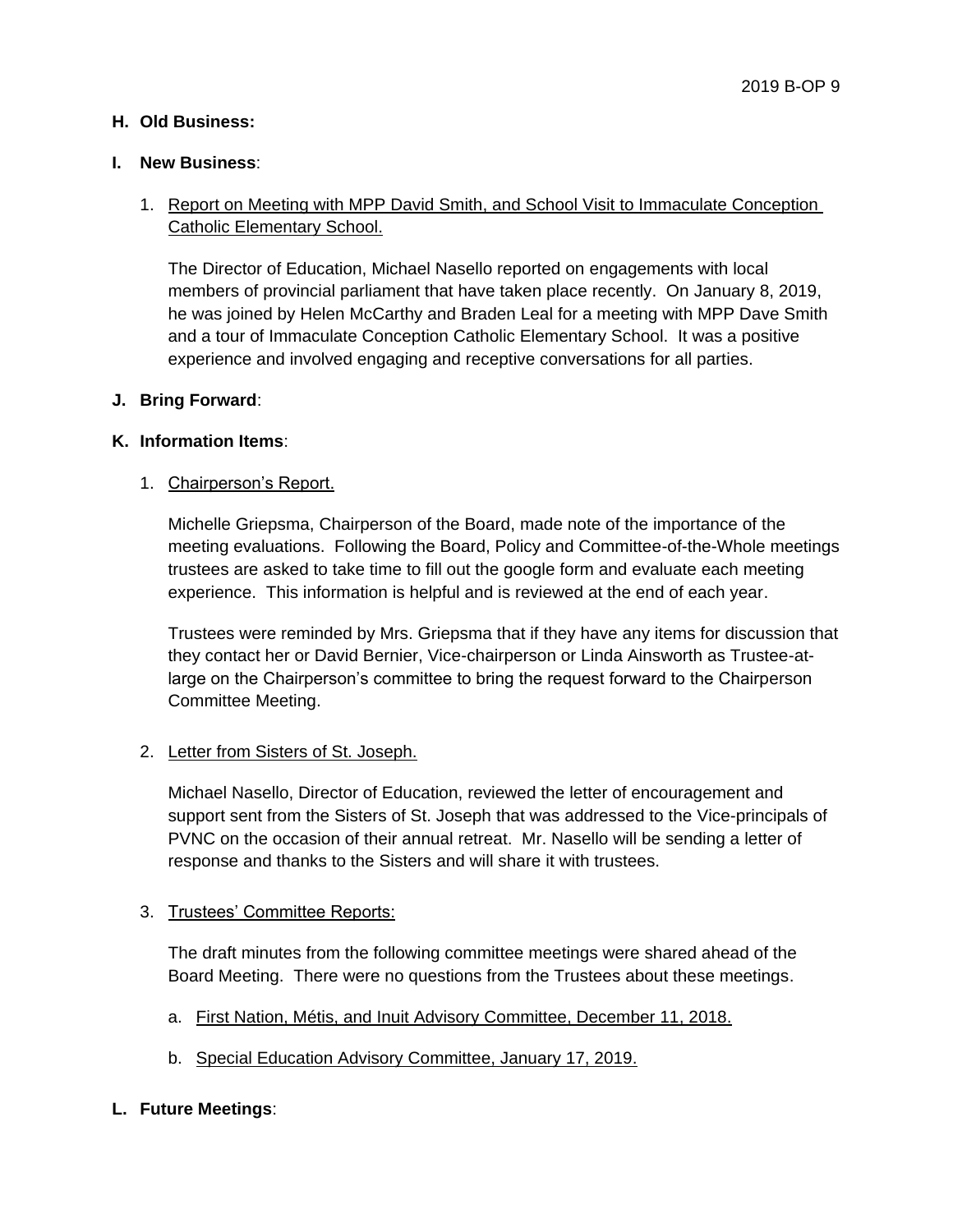**H. Old Business:**

**I. New Business**:

1. Report on Meeting with MPP David Smith, and School Visit to Immaculate Conception Catholic Elementary School.

   The Director of Education, Michael Nasello reported on engagements with local members of provincial parliament that have taken place recently. On January 8, 2019, he was joined by Helen McCarthy and Braden Leal for a meeting with MPP Dave Smith and a tour of Immaculate Conception Catholic Elementary School. It was a positive experience and involved engaging and receptive conversations for all parties.

**J. Bring Forward**:

**K. Information Items**:

1. Chairperson's Report.

   Michelle Griepsma, Chairperson of the Board, made note of the importance of the meeting evaluations. Following the Board, Policy and Committee-of-the-Whole meetings trustees are asked to take time to fill out the google form and evaluate each meeting experience. This information is helpful and is reviewed at the end of each year.

   Trustees were reminded by Mrs. Griepsma that if they have any items for discussion that they contact her or David Bernier, Vice-chairperson or Linda Ainsworth as Trustee-at-large on the Chairperson's committee to bring the request forward to the Chairperson Committee Meeting.

2. Letter from Sisters of St. Joseph.

   Michael Nasello, Director of Education, reviewed the letter of encouragement and support sent from the Sisters of St. Joseph that was addressed to the Vice-principals of PVNC on the occasion of their annual retreat. Mr. Nasello will be sending a letter of response and thanks to the Sisters and will share it with trustees.

3. Trustees' Committee Reports:

   The draft minutes from the following committee meetings were shared ahead of the Board Meeting. There were no questions from the Trustees about these meetings.

   a. First Nation, Métis, and Inuit Advisory Committee, December 11, 2018.

   b. Special Education Advisory Committee, January 17, 2019.

**L. Future Meetings**: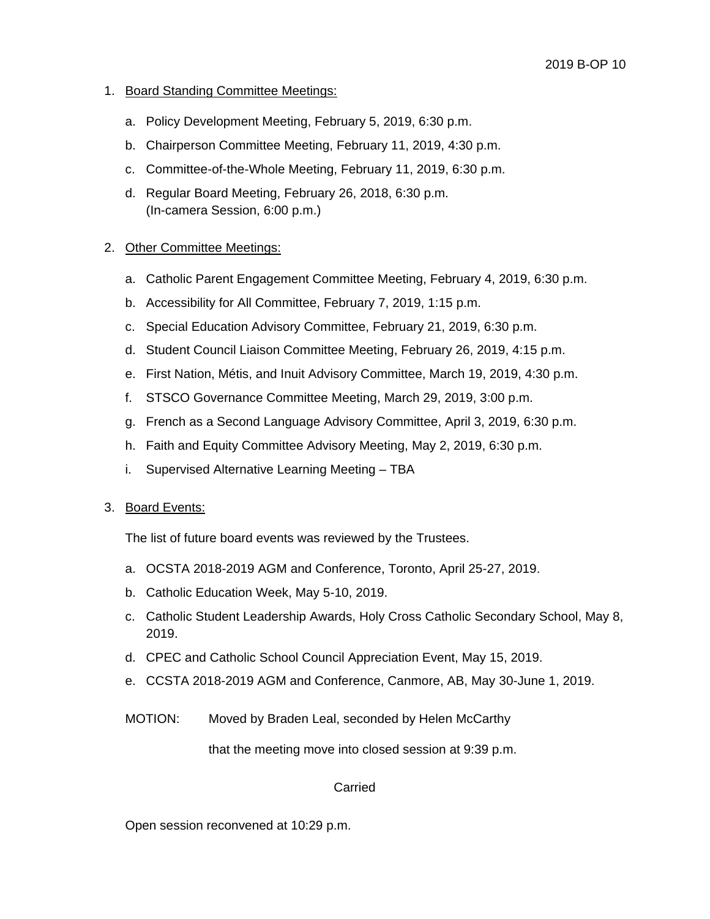1. <u>Board Standing Committee Meetings:</u>

    a. Policy Development Meeting, February 5, 2019, 6:30 p.m.

    b. Chairperson Committee Meeting, February 11, 2019, 4:30 p.m.

    c. Committee-of-the-Whole Meeting, February 11, 2019, 6:30 p.m.

    d. Regular Board Meeting, February 26, 2018, 6:30 p.m.
    (In-camera Session, 6:00 p.m.)

2. <u>Other Committee Meetings:</u>

    a. Catholic Parent Engagement Committee Meeting, February 4, 2019, 6:30 p.m.

    b. Accessibility for All Committee, February 7, 2019, 1:15 p.m.

    c. Special Education Advisory Committee, February 21, 2019, 6:30 p.m.

    d. Student Council Liaison Committee Meeting, February 26, 2019, 4:15 p.m.

    e. First Nation, Métis, and Inuit Advisory Committee, March 19, 2019, 4:30 p.m.

    f. STSCO Governance Committee Meeting, March 29, 2019, 3:00 p.m.

    g. French as a Second Language Advisory Committee, April 3, 2019, 6:30 p.m.

    h. Faith and Equity Committee Advisory Meeting, May 2, 2019, 6:30 p.m.

    i. Supervised Alternative Learning Meeting – TBA

3. <u>Board Events:</u>

    The list of future board events was reviewed by the Trustees.

    a. OCSTA 2018-2019 AGM and Conference, Toronto, April 25-27, 2019.

    b. Catholic Education Week, May 5-10, 2019.

    c. Catholic Student Leadership Awards, Holy Cross Catholic Secondary School, May 8, 2019.

    d. CPEC and Catholic School Council Appreciation Event, May 15, 2019.

    e. CCSTA 2018-2019 AGM and Conference, Canmore, AB, May 30-June 1, 2019.

    MOTION: Moved by Braden Leal, seconded by Helen McCarthy

    that the meeting move into closed session at 9:39 p.m.

    Carried

    Open session reconvened at 10:29 p.m.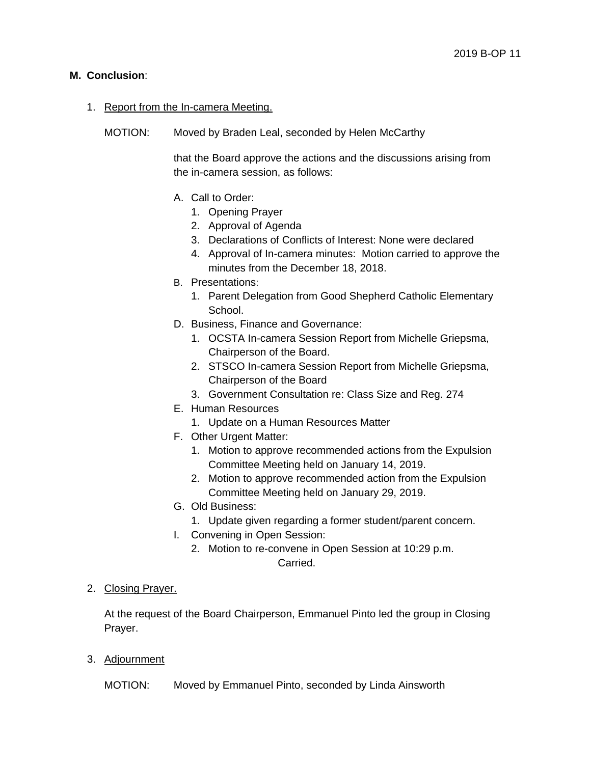**M. Conclusion**:

1. Report from the In-camera Meeting.

   MOTION: Moved by Braden Leal, seconded by Helen McCarthy

   that the Board approve the actions and the discussions arising from the in-camera session, as follows:

   A. Call to Order:
      1. Opening Prayer
      2. Approval of Agenda
      3. Declarations of Conflicts of Interest: None were declared
      4. Approval of In-camera minutes: Motion carried to approve the minutes from the December 18, 2018.

   B. Presentations:
      1. Parent Delegation from Good Shepherd Catholic Elementary School.

   D. Business, Finance and Governance:
      1. OCSTA In-camera Session Report from Michelle Griepsma, Chairperson of the Board.
      2. STSCO In-camera Session Report from Michelle Griepsma, Chairperson of the Board
      3. Government Consultation re: Class Size and Reg. 274

   E. Human Resources
      1. Update on a Human Resources Matter

   F. Other Urgent Matter:
      1. Motion to approve recommended actions from the Expulsion Committee Meeting held on January 14, 2019.
      2. Motion to approve recommended action from the Expulsion Committee Meeting held on January 29, 2019.

   G. Old Business:
      1. Update given regarding a former student/parent concern.

   I. Convening in Open Session:
      2. Motion to re-convene in Open Session at 10:29 p.m.

   Carried.

2. Closing Prayer.

   At the request of the Board Chairperson, Emmanuel Pinto led the group in Closing Prayer.

3. Adjournment

   MOTION: Moved by Emmanuel Pinto, seconded by Linda Ainsworth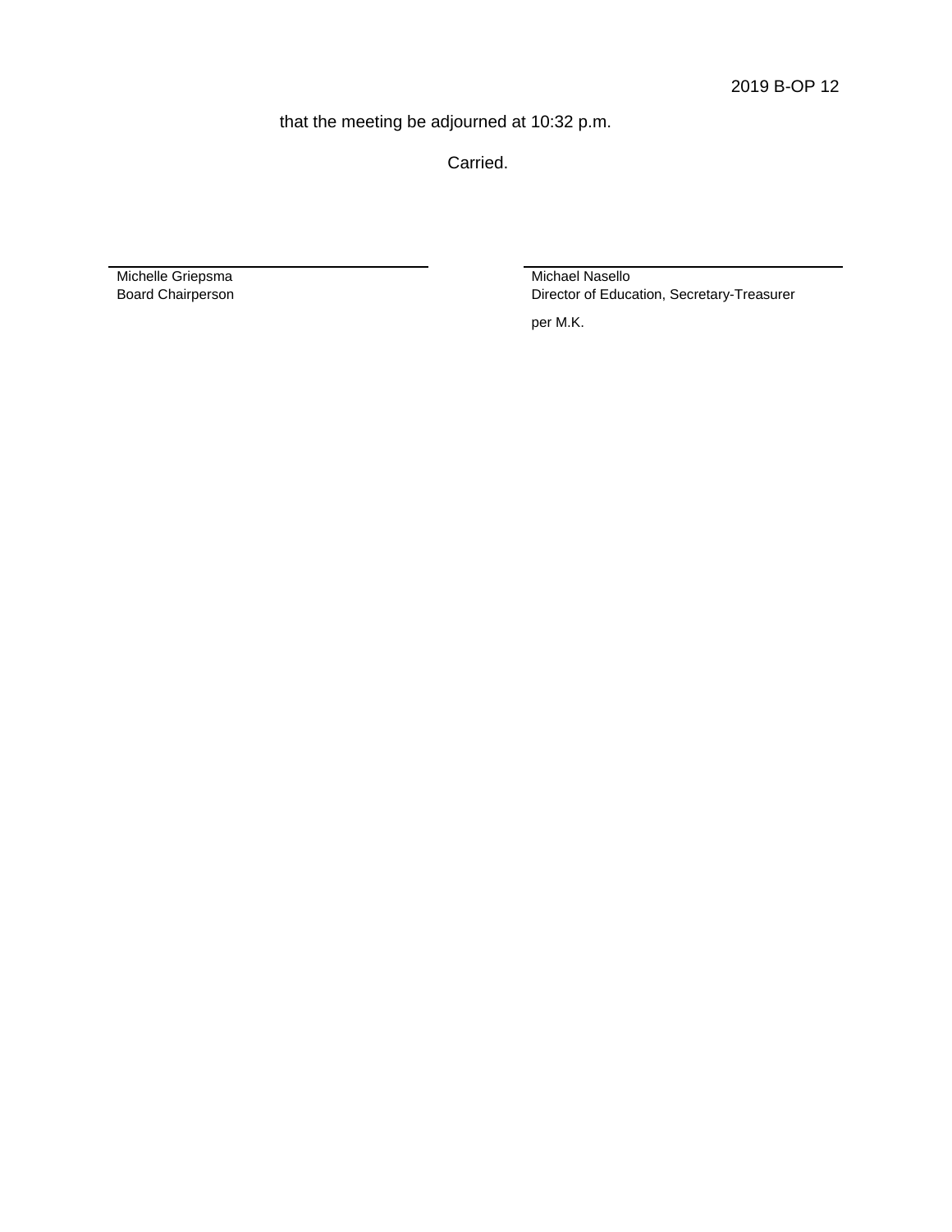that the meeting be adjourned at 10:32 p.m.

Carried.

| | |
|---|---|
| Michelle Griepsma<br>Board Chairperson | Michael Nasello<br>Director of Education, Secretary-Treasurer<br><br>per M.K. |